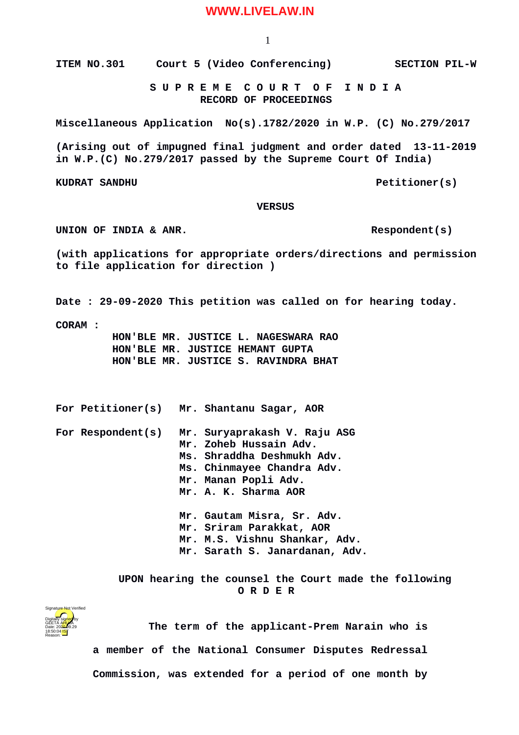**ITEM NO.301 Court 5 (Video Conferencing) SECTION PIL-W**

**S U P R E M E C O U R T O F I N D I A**
**RECORD OF PROCEEDINGS**

**Miscellaneous Application No(s).1782/2020 in W.P. (C) No.279/2017**

**(Arising out of impugned final judgment and order dated 13-11-2019 in W.P.(C) No.279/2017 passed by the Supreme Court Of India)**

**KUDRAT SANDHU Petitioner(s)**

**VERSUS**

**UNION OF INDIA & ANR. Respondent(s)**

**(with applications for appropriate orders/directions and permission to file application for direction )**

**Date : 29-09-2020 This petition was called on for hearing today.**

**CORAM :**
**HON'BLE MR. JUSTICE L. NAGESWARA RAO**
**HON'BLE MR. JUSTICE HEMANT GUPTA**
**HON'BLE MR. JUSTICE S. RAVINDRA BHAT**

**For Petitioner(s)** **Mr. Shantanu Sagar, AOR**

**For Respondent(s)** **Mr. Suryaprakash V. Raju ASG**
**Mr. Zoheb Hussain Adv.**
**Ms. Shraddha Deshmukh Adv.**
**Ms. Chinmayee Chandra Adv.**
**Mr. Manan Popli Adv.**
**Mr. A. K. Sharma AOR**

**Mr. Gautam Misra, Sr. Adv.**
**Mr. Sriram Parakkat, AOR**
**Mr. M.S. Vishnu Shankar, Adv.**
**Mr. Sarath S. Janardanan, Adv.**

**UPON hearing the counsel the Court made the following**
**O R D E R**

**The term of the applicant-Prem Narain who is a member of the National Consumer Disputes Redressal Commission, was extended for a period of one month by**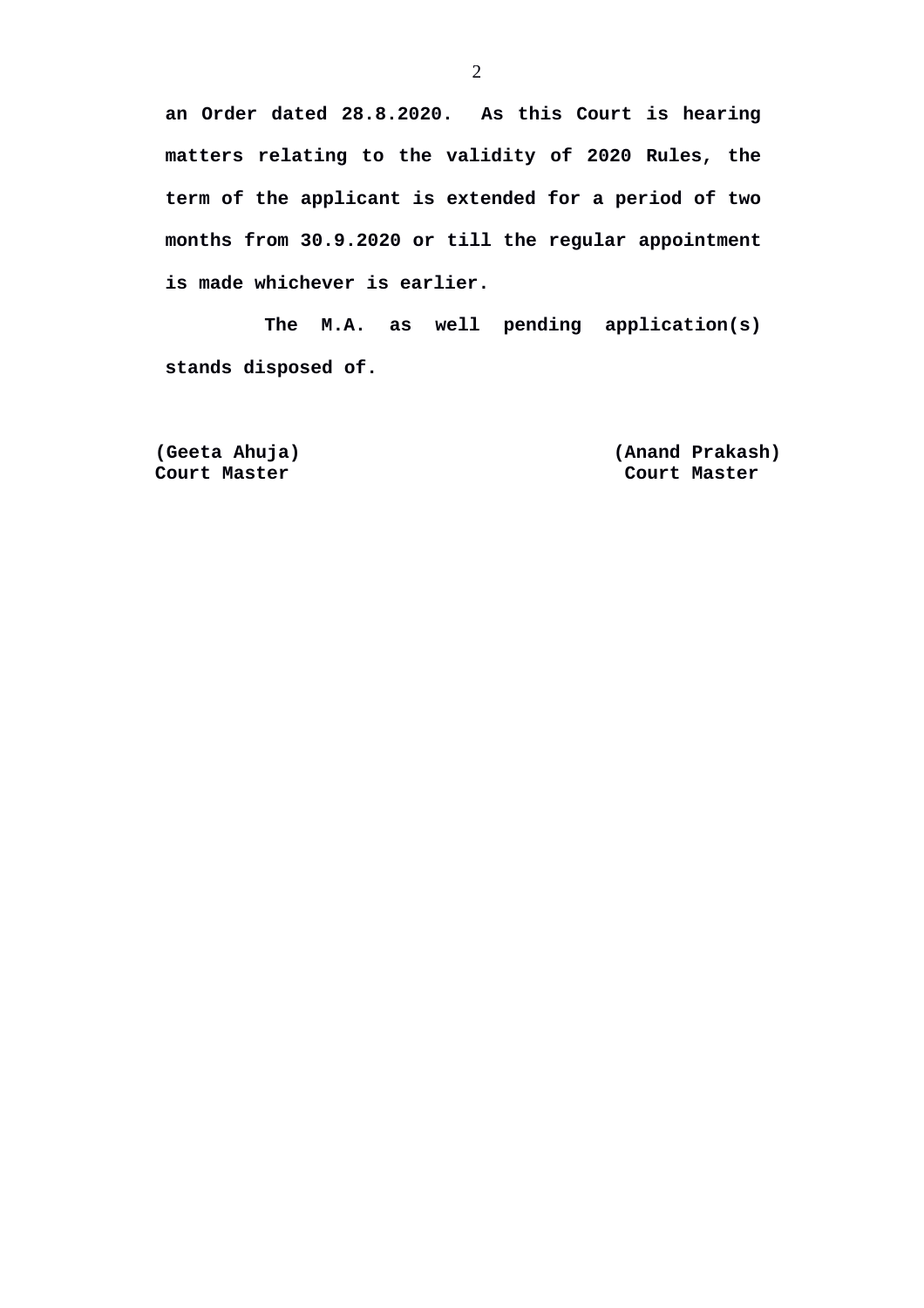**an Order dated 28.8.2020. As this Court is hearing matters relating to the validity of 2020 Rules, the term of the applicant is extended for a period of two months from 30.9.2020 or till the regular appointment is made whichever is earlier.**

**The M.A. as well pending application(s) stands disposed of.**

**(Geeta Ahuja)**
**Court Master**

**(Anand Prakash)**
**Court Master**